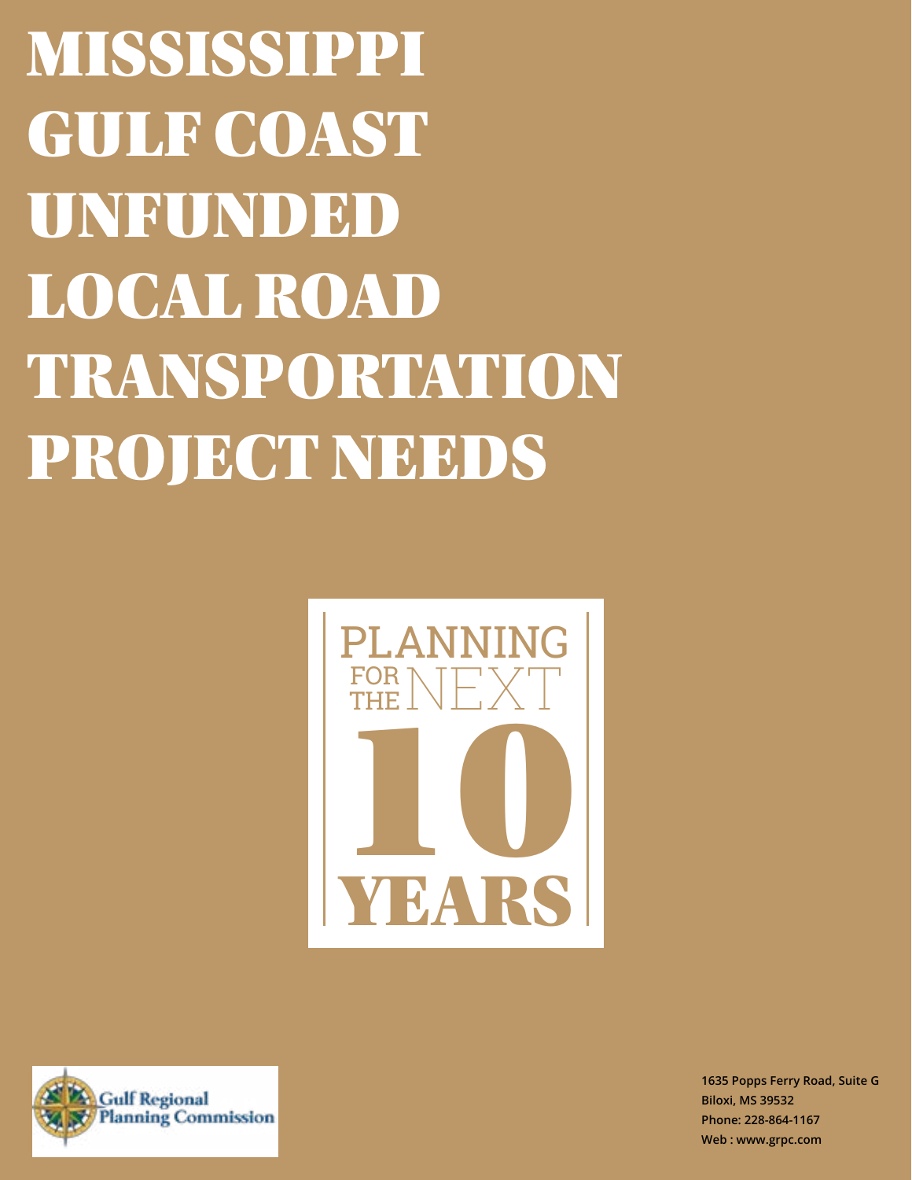# MISSISSIPPI GULF COAST UNFUNDED LOCAL ROAD TRANSPORTATION PROJECT NEEDS

PLANNING FOR THE NEXT 10 YEARS

Gulf Regional Planning Commission

**1635 Popps Ferry Road, Suite G**
**Biloxi, MS 39532**
**Phone: 228-864-1167**
**Web : www.grpc.com**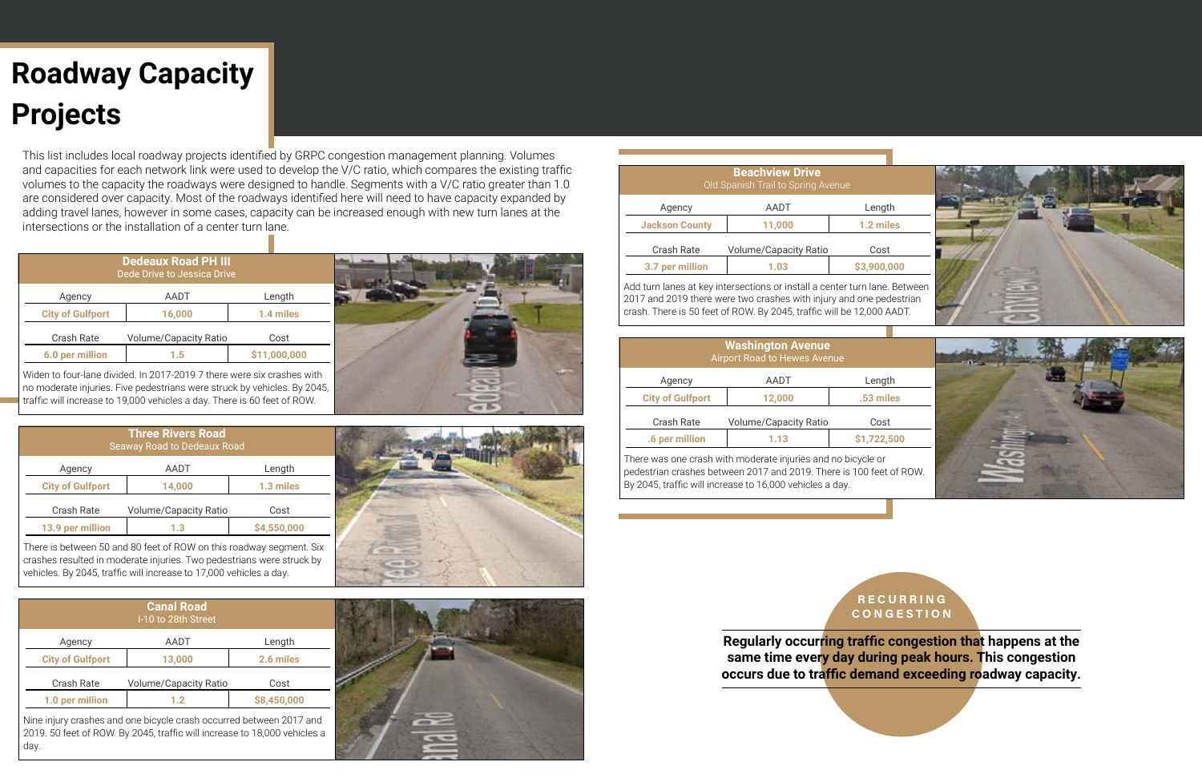# Roadway Capacity Projects

This list includes local roadway projects identified by GRPC congestion management planning. Volumes and capacities for each network link were used to develop the V/C ratio, which compares the existing traffic volumes to the capacity the roadways were designed to handle. Segments with a V/C ratio greater than 1.0 are considered over capacity. Most of the roadways identified here will need to have capacity expanded by adding travel lanes, however in some cases, capacity can be increased enough with new turn lanes at the intersections or the installation of a center turn lane.

## Dedeaux Road PH III

Dede Drive to Jessica Drive

| Agency | AADT | Length |
|---|---|---|
| City of Gulfport | 16,000 | 1.4 miles |

| Crash Rate | Volume/Capacity Ratio | Cost |
|---|---|---|
| 6.0 per million | 1.5 | $11,000,000 |

Widen to four-lane divided. In 2017-2019 7 there were six crashes with no moderate injuries. Five pedestrians were struck by vehicles. By 2045, traffic will increase to 19,000 vehicles a day. There is 60 feet of ROW.

## Three Rivers Road

Seaway Road to Dedeaux Road

| Agency | AADT | Length |
|---|---|---|
| City of Gulfport | 14,000 | 1.3 miles |

| Crash Rate | Volume/Capacity Ratio | Cost |
|---|---|---|
| 13.9 per million | 1.3 | $4,550,000 |

There is between 50 and 80 feet of ROW on this roadway segment. Six crashes resulted in moderate injuries. Two pedestrians were struck by vehicles. By 2045, traffic will increase to 17,000 vehicles a day.

## Canal Road

I-10 to 28th Street

| Agency | AADT | Length |
|---|---|---|
| City of Gulfport | 13,000 | 2.6 miles |

| Crash Rate | Volume/Capacity Ratio | Cost |
|---|---|---|
| 1.0 per million | 1.2 | $8,450,000 |

Nine injury crashes and one bicycle crash occurred between 2017 and 2019. 50 feet of ROW. By 2045, traffic will increase to 18,000 vehicles a day.

## Beachview Drive

Old Spanish Trail to Spring Avenue

| Agency | AADT | Length |
|---|---|---|
| Jackson County | 11,000 | 1.2 miles |

| Crash Rate | Volume/Capacity Ratio | Cost |
|---|---|---|
| 3.7 per million | 1.03 | $3,900,000 |

Add turn lanes at key intersections or install a center turn lane. Between 2017 and 2019 there were two crashes with injury and one pedestrian crash. There is 50 feet of ROW. By 2045, traffic will be 12,000 AADT.

## Washington Avenue

Airport Road to Hewes Avenue

| Agency | AADT | Length |
|---|---|---|
| City of Gulfport | 12,000 | .53 miles |

| Crash Rate | Volume/Capacity Ratio | Cost |
|---|---|---|
| .6 per million | 1.13 | $1,722,500 |

There was one crash with moderate injuries and no bicycle or pedestrian crashes between 2017 and 2019. There is 100 feet of ROW. By 2045, traffic will increase to 16,000 vehicles a day.

**RECURRING CONGESTION**

**Regularly occurring traffic congestion that happens at the same time every day during peak hours. This congestion occurs due to traffic demand exceeding roadway capacity.**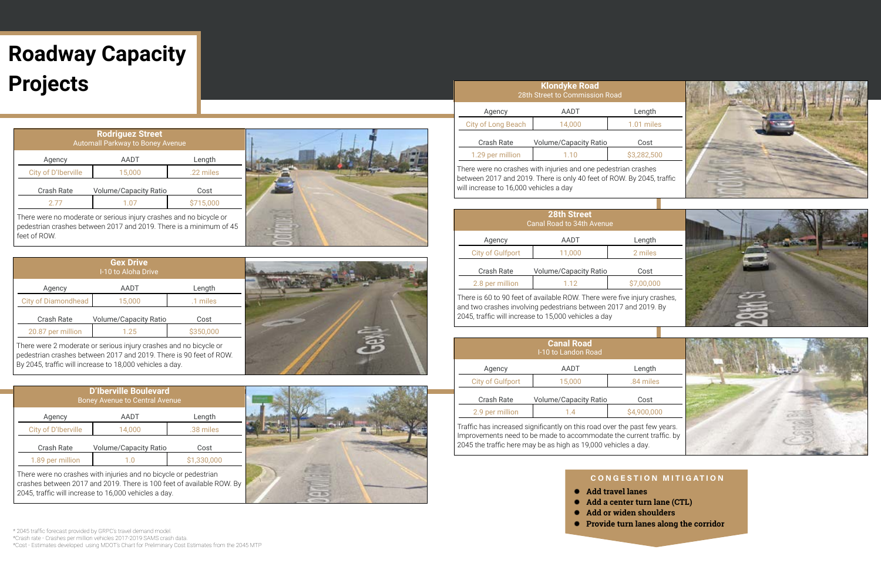# Roadway Capacity Projects

## Rodriguez Street
Automall Parkway to Boney Avenue

| Agency | AADT | Length |
|---|---|---|
| City of D'Iberville | 15,000 | .22 miles |

| Crash Rate | Volume/Capacity Ratio | Cost |
|---|---|---|
| 2.77 | 1.07 | $715,000 |

There were no moderate or serious injury crashes and no bicycle or pedestrian crashes between 2017 and 2019. There is a minimum of 45 feet of ROW.

## Gex Drive
I-10 to Aloha Drive

| Agency | AADT | Length |
|---|---|---|
| City of Diamondhead | 15,000 | .1 miles |

| Crash Rate | Volume/Capacity Ratio | Cost |
|---|---|---|
| 20.87 per million | 1.25 | $350,000 |

There were 2 moderate or serious injury crashes and no bicycle or pedestrian crashes between 2017 and 2019. There is 90 feet of ROW. By 2045, traffic will increase to 18,000 vehicles a day.

## D'Iberville Boulevard
Boney Avenue to Central Avenue

| Agency | AADT | Length |
|---|---|---|
| City of D'Iberville | 14,000 | .38 miles |

| Crash Rate | Volume/Capacity Ratio | Cost |
|---|---|---|
| 1.89 per million | 1.0 | $1,330,000 |

There were no crashes with injuries and no bicycle or pedestrian crashes between 2017 and 2019. There is 100 feet of available ROW. By 2045, traffic will increase to 16,000 vehicles a day.

## Klondyke Road
28th Street to Commission Road

| Agency | AADT | Length |
|---|---|---|
| City of Long Beach | 14,000 | 1.01 miles |

| Crash Rate | Volume/Capacity Ratio | Cost |
|---|---|---|
| 1.29 per million | 1.10 | $3,282,500 |

There were no crashes with injuries and one pedestrian crashes between 2017 and 2019. There is only 40 feet of ROW. By 2045, traffic will increase to 16,000 vehicles a day

## 28th Street
Canal Road to 34th Avenue

| Agency | AADT | Length |
|---|---|---|
| City of Gulfport | 11,000 | 2 miles |

| Crash Rate | Volume/Capacity Ratio | Cost |
|---|---|---|
| 2.8 per million | 1.12 | $7,00,000 |

There is 60 to 90 feet of available ROW. There were five injury crashes, and two crashes involving pedestrians between 2017 and 2019. By 2045, traffic will increase to 15,000 vehicles a day

## Canal Road
I-10 to Landon Road

| Agency | AADT | Length |
|---|---|---|
| City of Gulfport | 15,000 | .84 miles |

| Crash Rate | Volume/Capacity Ratio | Cost |
|---|---|---|
| 2.9 per million | 1.4 | $4,900,000 |

Traffic has increased significantly on this road over the past few years. Improvements need to be made to accommodate the current traffic. by 2045 the traffic here may be as high as 19,000 vehicles a day.

## CONGESTION MITIGATION

- **Add travel lanes**
- **Add a center turn lane (CTL)**
- **Add or widen shoulders**
- **Provide turn lanes along the corridor**

\* 2045 traffic forecast provided by GRPC's travel demand model.
*Crash rate - Crashes per million vehicles 2017-2019 SAMS crash data.
*Cost - Estimates developed using MDOT's Chart for Preliminary Cost Estimates from the 2045 MTP